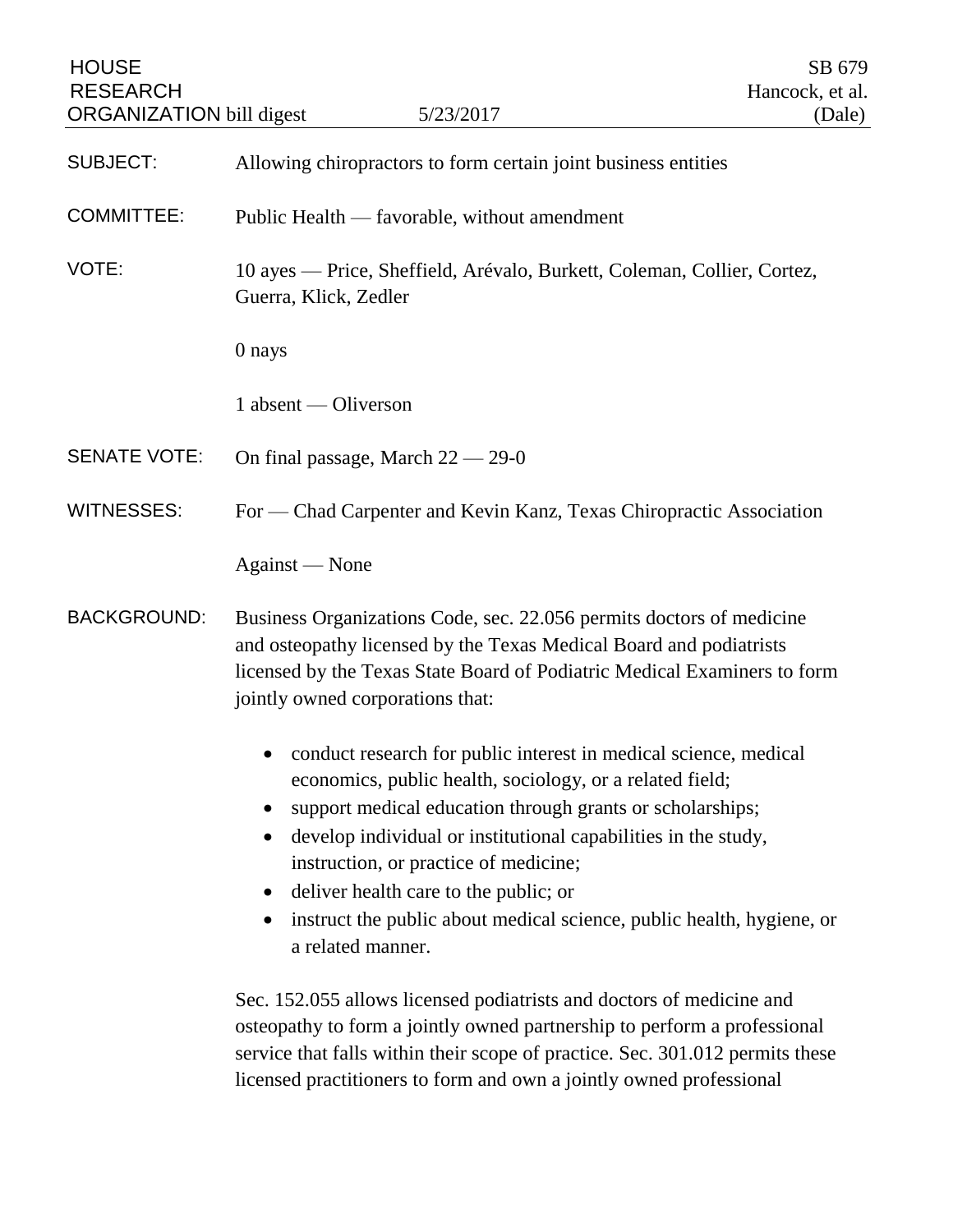HOUSE RESEARCH ORGANIZATION bill digest — 5/23/2017

SB 679
Hancock, et al.
(Dale)

**SUBJECT:** Allowing chiropractors to form certain joint business entities

**COMMITTEE:** Public Health — favorable, without amendment

**VOTE:** 10 ayes — Price, Sheffield, Arévalo, Burkett, Coleman, Collier, Cortez, Guerra, Klick, Zedler

0 nays

1 absent — Oliverson

**SENATE VOTE:** On final passage, March 22 — 29-0

**WITNESSES:** For — Chad Carpenter and Kevin Kanz, Texas Chiropractic Association

Against — None

**BACKGROUND:** Business Organizations Code, sec. 22.056 permits doctors of medicine and osteopathy licensed by the Texas Medical Board and podiatrists licensed by the Texas State Board of Podiatric Medical Examiners to form jointly owned corporations that:

- conduct research for public interest in medical science, medical economics, public health, sociology, or a related field;
- support medical education through grants or scholarships;
- develop individual or institutional capabilities in the study, instruction, or practice of medicine;
- deliver health care to the public; or
- instruct the public about medical science, public health, hygiene, or a related manner.

Sec. 152.055 allows licensed podiatrists and doctors of medicine and osteopathy to form a jointly owned partnership to perform a professional service that falls within their scope of practice. Sec. 301.012 permits these licensed practitioners to form and own a jointly owned professional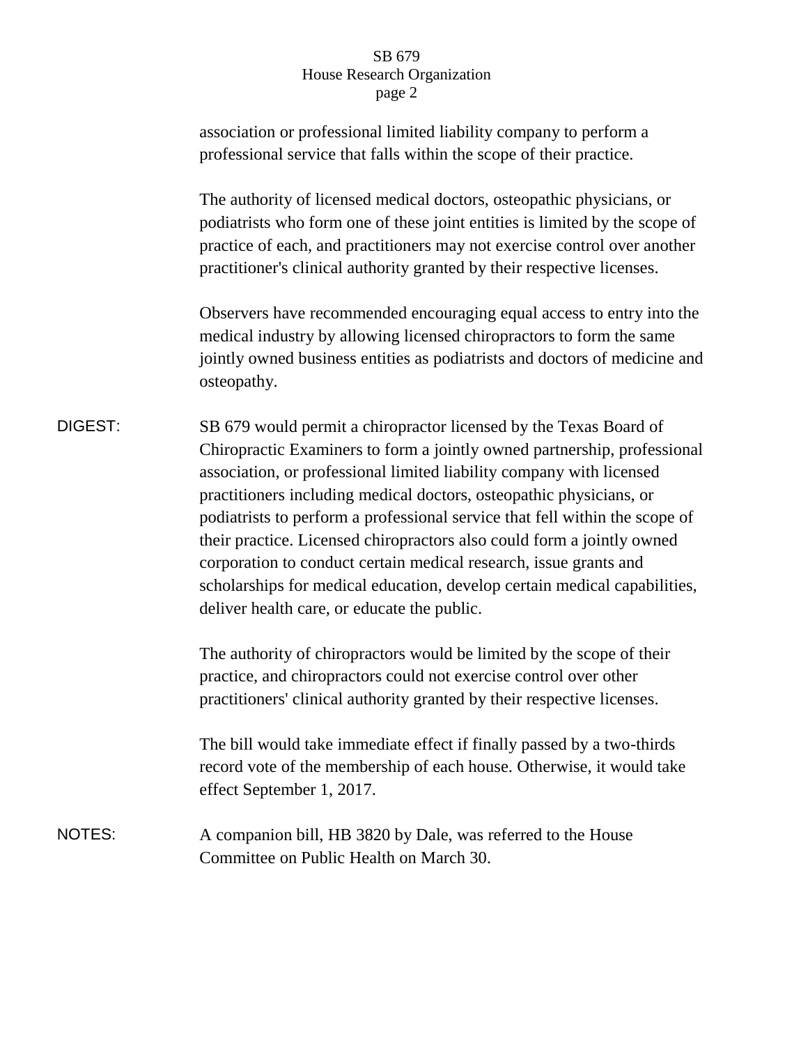association or professional limited liability company to perform a professional service that falls within the scope of their practice.

The authority of licensed medical doctors, osteopathic physicians, or podiatrists who form one of these joint entities is limited by the scope of practice of each, and practitioners may not exercise control over another practitioner's clinical authority granted by their respective licenses.

Observers have recommended encouraging equal access to entry into the medical industry by allowing licensed chiropractors to form the same jointly owned business entities as podiatrists and doctors of medicine and osteopathy.

**DIGEST:** SB 679 would permit a chiropractor licensed by the Texas Board of Chiropractic Examiners to form a jointly owned partnership, professional association, or professional limited liability company with licensed practitioners including medical doctors, osteopathic physicians, or podiatrists to perform a professional service that fell within the scope of their practice. Licensed chiropractors also could form a jointly owned corporation to conduct certain medical research, issue grants and scholarships for medical education, develop certain medical capabilities, deliver health care, or educate the public.

The authority of chiropractors would be limited by the scope of their practice, and chiropractors could not exercise control over other practitioners' clinical authority granted by their respective licenses.

The bill would take immediate effect if finally passed by a two-thirds record vote of the membership of each house. Otherwise, it would take effect September 1, 2017.

**NOTES:** A companion bill, HB 3820 by Dale, was referred to the House Committee on Public Health on March 30.